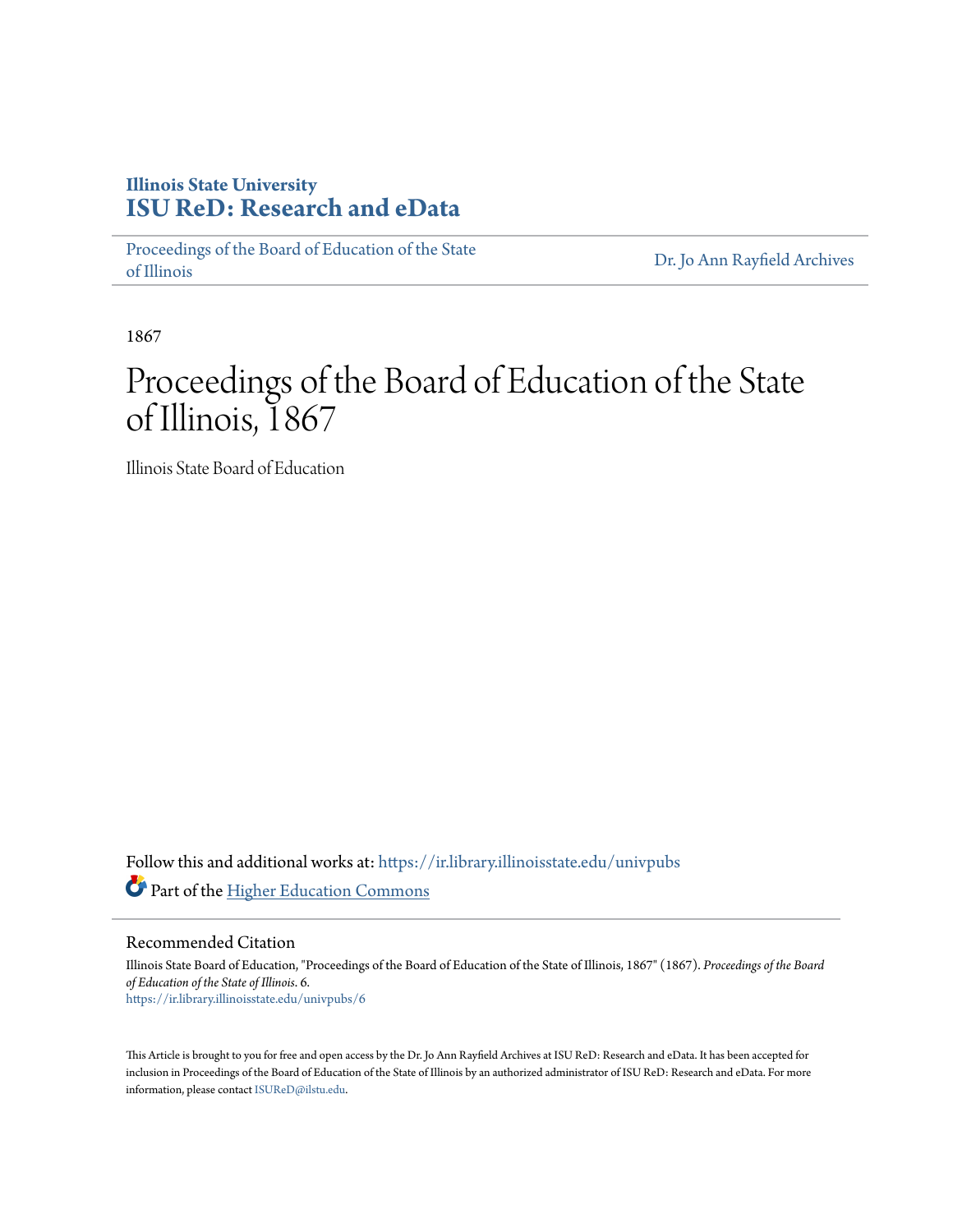**Illinois State University**
**ISU ReD: Research and eData**

Proceedings of the Board of Education of the State of Illinois | Dr. Jo Ann Rayfield Archives

1867

# Proceedings of the Board of Education of the State of Illinois, 1867

Illinois State Board of Education

Follow this and additional works at: https://ir.library.illinoisstate.edu/univpubs

Part of the Higher Education Commons

## Recommended Citation

Illinois State Board of Education, "Proceedings of the Board of Education of the State of Illinois, 1867" (1867). *Proceedings of the Board of Education of the State of Illinois*. 6.
https://ir.library.illinoisstate.edu/univpubs/6

This Article is brought to you for free and open access by the Dr. Jo Ann Rayfield Archives at ISU ReD: Research and eData. It has been accepted for inclusion in Proceedings of the Board of Education of the State of Illinois by an authorized administrator of ISU ReD: Research and eData. For more information, please contact ISUReD@ilstu.edu.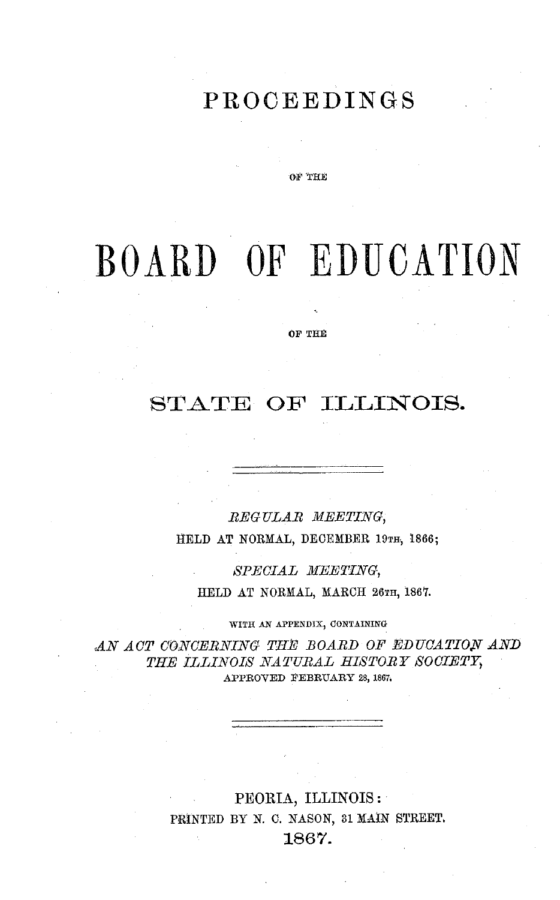# PROCEEDINGS

OF THE

# BOARD OF EDUCATION

OF THE

# STATE OF ILLINOIS.

---

*REGULAR MEETING,*

HELD AT NORMAL, DECEMBER 19TH, 1866;

*SPECIAL MEETING,*

HELD AT NORMAL, MARCH 26TH, 1867.

WITH AN APPENDIX, CONTAINING

*AN ACT CONCERNING THE BOARD OF EDUCATION AND THE ILLINOIS NATURAL HISTORY SOCIETY,*

APPROVED FEBRUARY 28, 1867.

---

PEORIA, ILLINOIS:

PRINTED BY N. C. NASON, 31 MAIN STREET.

1867.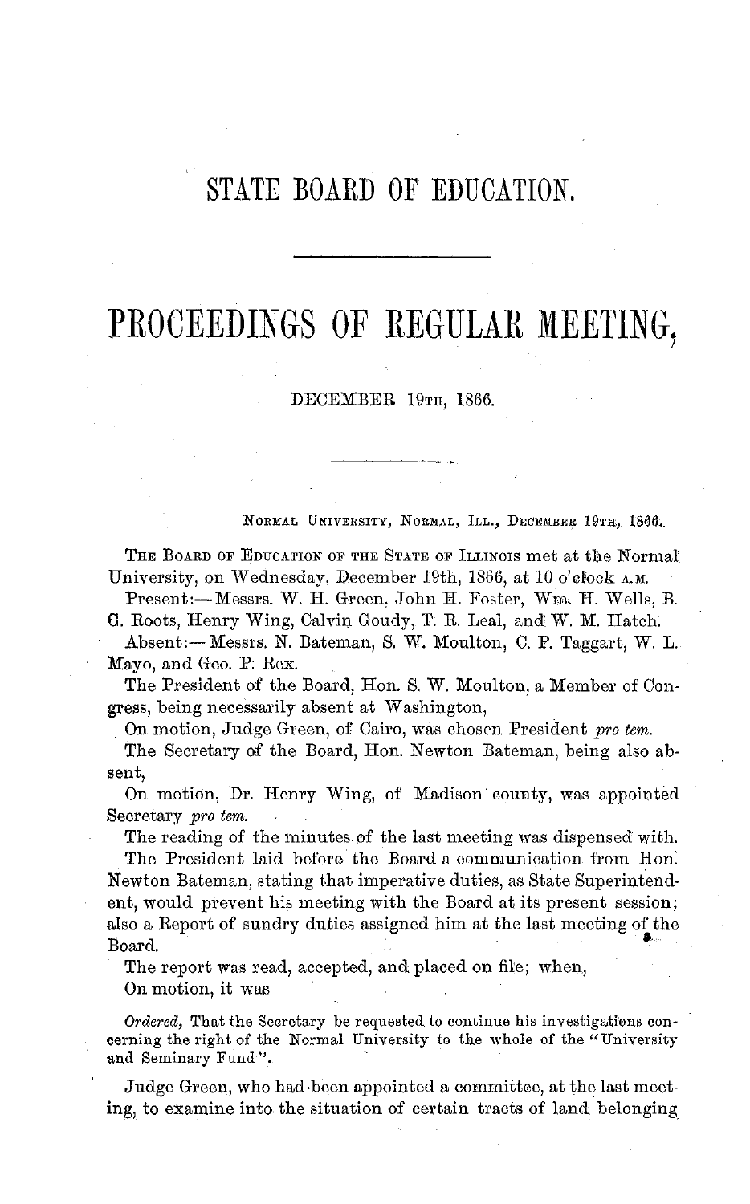# STATE BOARD OF EDUCATION.

---

# PROCEEDINGS OF REGULAR MEETING,

DECEMBER 19TH, 1866.

---

NORMAL UNIVERSITY, NORMAL, ILL., DECEMBER 19TH, 1866.

THE BOARD OF EDUCATION OF THE STATE OF ILLINOIS met at the Normal University, on Wednesday, December 19th, 1866, at 10 o'clock A.M.

Present:—Messrs. W. H. Green, John H. Foster, Wm. H. Wells, B. G. Roots, Henry Wing, Calvin Goudy, T. R. Leal, and W. M. Hatch.

Absent:—Messrs. N. Bateman, S. W. Moulton, C. P. Taggart, W. L. Mayo, and Geo. P. Rex.

The President of the Board, Hon. S. W. Moulton, a Member of Congress, being necessarily absent at Washington,

On motion, Judge Green, of Cairo, was chosen President *pro tem.*

The Secretary of the Board, Hon. Newton Bateman, being also absent,

On motion, Dr. Henry Wing, of Madison county, was appointed Secretary *pro tem.*

The reading of the minutes of the last meeting was dispensed with.

The President laid before the Board a communication from Hon. Newton Bateman, stating that imperative duties, as State Superintendent, would prevent his meeting with the Board at its present session; also a Report of sundry duties assigned him at the last meeting of the Board.

The report was read, accepted, and placed on file; when,

On motion, it was

*Ordered,* That the Secretary be requested to continue his investigations concerning the right of the Normal University to the whole of the "University and Seminary Fund".

Judge Green, who had been appointed a committee, at the last meeting, to examine into the situation of certain tracts of land belonging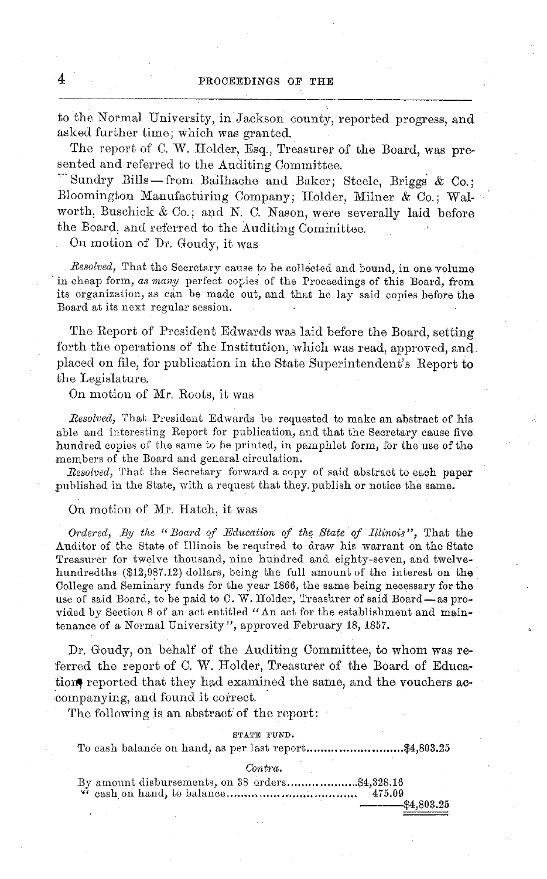to the Normal University, in Jackson county, reported progress, and asked further time; which was granted.

The report of C. W. Holder, Esq., Treasurer of the Board, was presented and referred to the Auditing Committee.

Sundry Bills—from Bailhache and Baker; Steele, Briggs & Co.; Bloomington Manufacturing Company; Holder, Milner & Co.; Walworth, Buschick & Co.; and N. C. Nason, were severally laid before the Board, and referred to the Auditing Committee.

On motion of Dr. Goudy, it was

*Resolved,* That the Secretary cause to be collected and bound, in one volume in cheap form, *as many* perfect copies of the Proceedings of this Board, from its organization, as can be made out, and that he lay said copies before the Board at its next regular session.

The Report of President Edwards was laid before the Board, setting forth the operations of the Institution, which was read, approved, and placed on file, for publication in the State Superintendent's Report to the Legislature.

On motion of Mr. Roots, it was

*Resolved,* That President Edwards be requested to make an abstract of his able and interesting Report for publication, and that the Secretary cause five hundred copies of the same to be printed, in pamphlet form, for the use of the members of the Board and general circulation.

*Resolved,* That the Secretary forward a copy of said abstract to each paper published in the State, with a request that they publish or notice the same.

On motion of Mr. Hatch, it was

*Ordered, By the "Board of Education of the State of Illinois",* That the Auditor of the State of Illinois be required to draw his warrant on the State Treasurer for twelve thousand, nine hundred and eighty-seven, and twelve-hundredths ($12,987.12) dollars, being the full amount of the interest on the College and Seminary funds for the year 1866, the same being necessary for the use of said Board, to be paid to C. W. Holder, Treasurer of said Board—as provided by Section 8 of an act entitled "An act for the establishment and maintenance of a Normal University", approved February 18, 1857.

Dr. Goudy, on behalf of the Auditing Committee, to whom was referred the report of C. W. Holder, Treasurer of the Board of Education, reported that they had examined the same, and the vouchers accompanying, and found it correct.

The following is an abstract of the report:

STATE FUND.

To cash balance on hand, as per last report.......................... $4,803.25

*Contra.*

| | | |
|---|---|---|
| By amount disbursements, on 38 orders.................... | $4,328.16 | |
| " cash on hand, to balance.................................. | 475.09 | |
| | | $4,803.25 |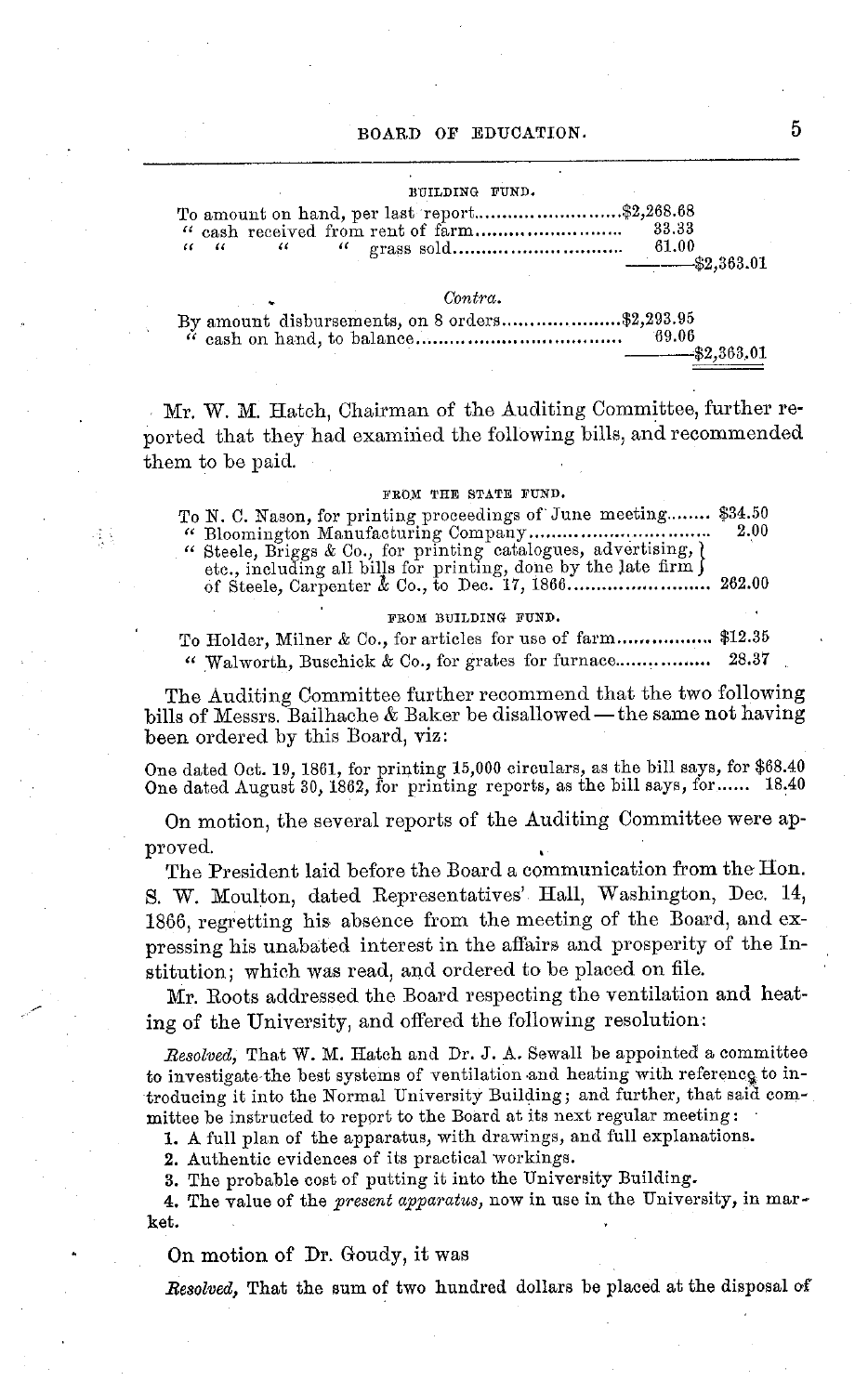BUILDING FUND.

| | | |
|---|---|---|
| To amount on hand, per last report | $2,268.68 | |
| " cash received from rent of farm | 33.33 | |
| " " " " grass sold | 61.00 | |
| | | $2,363.01 |

*Contra.*

| | | |
|---|---|---|
| By amount disbursements, on 8 orders | $2,293.95 | |
| " cash on hand, to balance | 69.06 | |
| | | $2,363.01 |

Mr. W. M. Hatch, Chairman of the Auditing Committee, further reported that they had examined the following bills, and recommended them to be paid.

FROM THE STATE FUND.

| | |
|---|---|
| To N. C. Nason, for printing proceedings of June meeting | $34.50 |
| " Bloomington Manufacturing Company | 2.00 |
| " Steele, Briggs & Co., for printing catalogues, advertising, etc., including all bills for printing, done by the late firm of Steele, Carpenter & Co., to Dec. 17, 1866 | 262.00 |

FROM BUILDING FUND.

| | |
|---|---|
| To Holder, Milner & Co., for articles for use of farm | $12.35 |
| " Walworth, Buschick & Co., for grates for furnace | 28.37 |

The Auditing Committee further recommend that the two following bills of Messrs. Bailhache & Baker be disallowed—the same not having been ordered by this Board, viz:

One dated Oct. 19, 1861, for printing 15,000 circulars, as the bill says, for $68.40
One dated August 30, 1862, for printing reports, as the bill says, for...... 18.40

On motion, the several reports of the Auditing Committee were approved.

The President laid before the Board a communication from the Hon. S. W. Moulton, dated Representatives' Hall, Washington, Dec. 14, 1866, regretting his absence from the meeting of the Board, and expressing his unabated interest in the affairs and prosperity of the Institution; which was read, and ordered to be placed on file.

Mr. Roots addressed the Board respecting the ventilation and heating of the University, and offered the following resolution:

*Resolved,* That W. M. Hatch and Dr. J. A. Sewall be appointed a committee to investigate the best systems of ventilation and heating with reference to introducing it into the Normal University Building; and further, that said committee be instructed to report to the Board at its next regular meeting:

1. A full plan of the apparatus, with drawings, and full explanations.
2. Authentic evidences of its practical workings.
3. The probable cost of putting it into the University Building.
4. The value of the *present apparatus,* now in use in the University, in market.

On motion of Dr. Goudy, it was

*Resolved,* That the sum of two hundred dollars be placed at the disposal of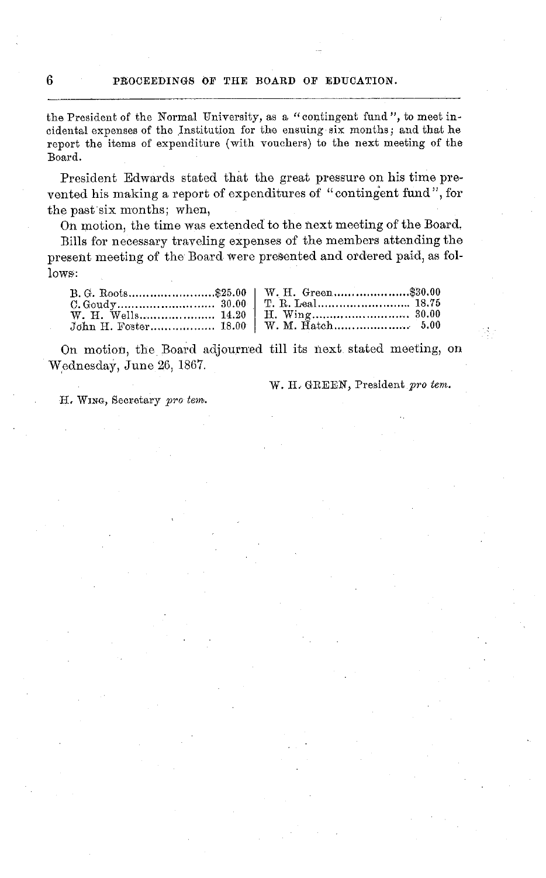the President of the Normal University, as a "contingent fund", to meet incidental expenses of the Institution for the ensuing six months; and that he report the items of expenditure (with vouchers) to the next meeting of the Board.

President Edwards stated that the great pressure on his time prevented his making a report of expenditures of "contingent fund", for the past six months; when,

On motion, the time was extended to the next meeting of the Board.

Bills for necessary traveling expenses of the members attending the present meeting of the Board were presented and ordered paid, as follows:

| | | | |
|---|---|---|---|
| B. G. Roots | $25.00 | W. H. Green | $30.00 |
| C. Goudy | 30.00 | T. R. Leal | 18.75 |
| W. H. Wells | 14.20 | H. Wing | 30.00 |
| John H. Foster | 18.00 | W. M. Hatch | 5.00 |

On motion, the Board adjourned till its next stated meeting, on Wednesday, June 26, 1867.

W. H. GREEN, President *pro tem.*

H. WING, Secretary *pro tem.*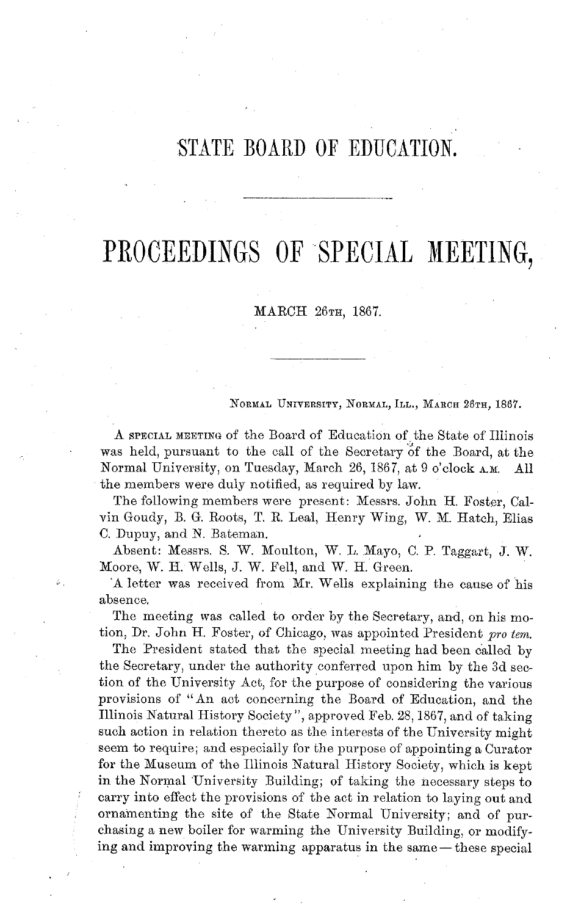# STATE BOARD OF EDUCATION.

---

# PROCEEDINGS OF SPECIAL MEETING,

MARCH 26TH, 1867.

---

NORMAL UNIVERSITY, NORMAL, ILL., MARCH 26TH, 1867.

A SPECIAL MEETING of the Board of Education of the State of Illinois was held, pursuant to the call of the Secretary of the Board, at the Normal University, on Tuesday, March 26, 1867, at 9 o'clock A.M. All the members were duly notified, as required by law.

The following members were present: Messrs. John H. Foster, Calvin Goudy, B. G. Roots, T. R. Leal, Henry Wing, W. M. Hatch, Elias C. Dupuy, and N. Bateman.

Absent: Messrs. S. W. Moulton, W. L. Mayo, C. P. Taggart, J. W. Moore, W. H. Wells, J. W. Fell, and W. H. Green.

A letter was received from Mr. Wells explaining the cause of his absence.

The meeting was called to order by the Secretary, and, on his motion, Dr. John H. Foster, of Chicago, was appointed President *pro tem.*

The President stated that the special meeting had been called by the Secretary, under the authority conferred upon him by the 3d section of the University Act, for the purpose of considering the various provisions of "An act concerning the Board of Education, and the Illinois Natural History Society", approved Feb. 28, 1867, and of taking such action in relation thereto as the interests of the University might seem to require; and especially for the purpose of appointing a Curator for the Museum of the Illinois Natural History Society, which is kept in the Normal University Building; of taking the necessary steps to carry into effect the provisions of the act in relation to laying out and ornamenting the site of the State Normal University; and of purchasing a new boiler for warming the University Building, or modifying and improving the warming apparatus in the same—these special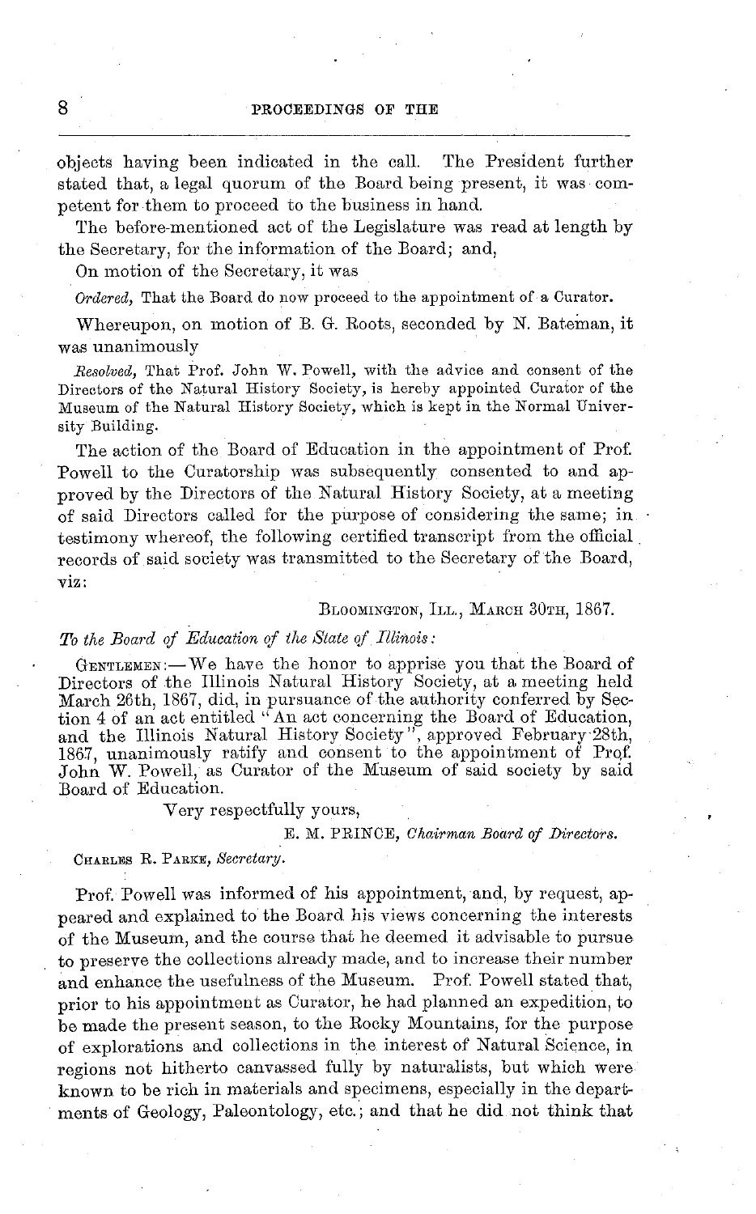objects having been indicated in the call. The President further stated that, a legal quorum of the Board being present, it was competent for them to proceed to the business in hand.

The before-mentioned act of the Legislature was read at length by the Secretary, for the information of the Board; and,

On motion of the Secretary, it was

*Ordered,* That the Board do now proceed to the appointment of a Curator.

Whereupon, on motion of B. G. Roots, seconded by N. Bateman, it was unanimously

*Resolved,* That Prof. John W. Powell, with the advice and consent of the Directors of the Natural History Society, is hereby appointed Curator of the Museum of the Natural History Society, which is kept in the Normal University Building.

The action of the Board of Education in the appointment of Prof. Powell to the Curatorship was subsequently consented to and approved by the Directors of the Natural History Society, at a meeting of said Directors called for the purpose of considering the same; in testimony whereof, the following certified transcript from the official records of said society was transmitted to the Secretary of the Board, viz:

BLOOMINGTON, ILL., MARCH 30TH, 1867.

*To the Board of Education of the State of Illinois:*

GENTLEMEN:—We have the honor to apprise you that the Board of Directors of the Illinois Natural History Society, at a meeting held March 26th, 1867, did, in pursuance of the authority conferred by Section 4 of an act entitled "An act concerning the Board of Education, and the Illinois Natural History Society", approved February 28th, 1867, unanimously ratify and consent to the appointment of Prof. John W. Powell, as Curator of the Museum of said society by said Board of Education.

Very respectfully yours,

E. M. PRINCE, *Chairman Board of Directors.*

CHARLES R. PARKE, *Secretary.*

Prof. Powell was informed of his appointment, and, by request, appeared and explained to the Board his views concerning the interests of the Museum, and the course that he deemed it advisable to pursue to preserve the collections already made, and to increase their number and enhance the usefulness of the Museum. Prof. Powell stated that, prior to his appointment as Curator, he had planned an expedition, to be made the present season, to the Rocky Mountains, for the purpose of explorations and collections in the interest of Natural Science, in regions not hitherto canvassed fully by naturalists, but which were known to be rich in materials and specimens, especially in the departments of Geology, Paleontology, etc.; and that he did not think that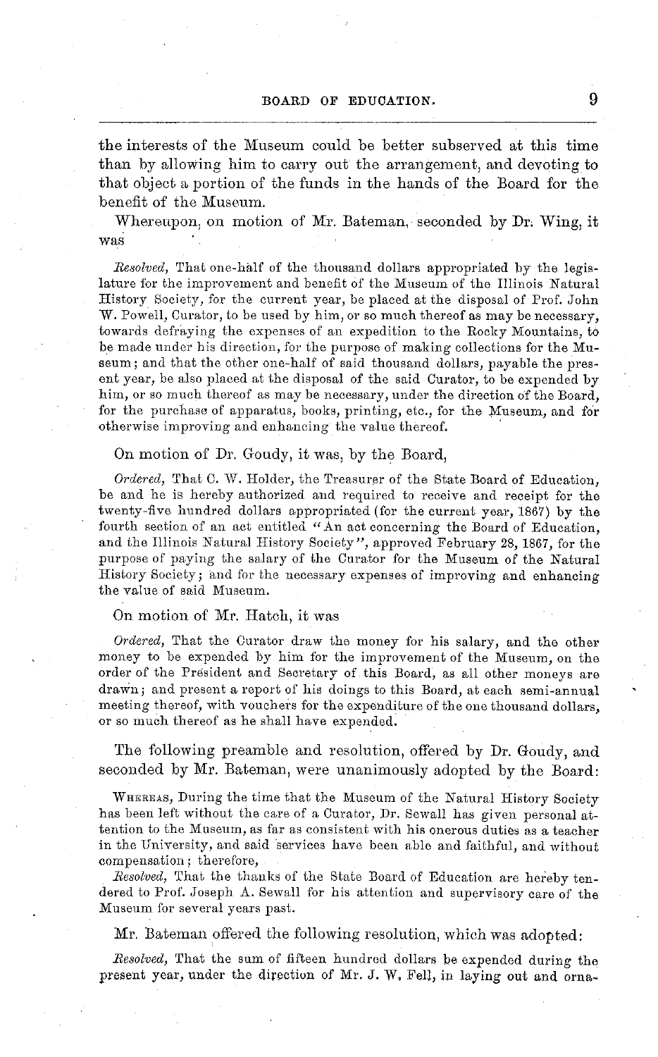the interests of the Museum could be better subserved at this time than by allowing him to carry out the arrangement, and devoting to that object a portion of the funds in the hands of the Board for the benefit of the Museum.

Whereupon, on motion of Mr. Bateman, seconded by Dr. Wing, it was

*Resolved,* That one-half of the thousand dollars appropriated by the legislature for the improvement and benefit of the Museum of the Illinois Natural History Society, for the current year, be placed at the disposal of Prof. John W. Powell, Curator, to be used by him, or so much thereof as may be necessary, towards defraying the expenses of an expedition to the Rocky Mountains, to be made under his direction, for the purpose of making collections for the Museum; and that the other one-half of said thousand dollars, payable the present year, be also placed at the disposal of the said Curator, to be expended by him, or so much thereof as may be necessary, under the direction of the Board, for the purchase of apparatus, books, printing, etc., for the Museum, and for otherwise improving and enhancing the value thereof.

On motion of Dr. Goudy, it was, by the Board,

*Ordered,* That C. W. Holder, the Treasurer of the State Board of Education, be and he is hereby authorized and required to receive and receipt for the twenty-five hundred dollars appropriated (for the current year, 1867) by the fourth section of an act entitled "An act concerning the Board of Education, and the Illinois Natural History Society", approved February 28, 1867, for the purpose of paying the salary of the Curator for the Museum of the Natural History Society; and for the necessary expenses of improving and enhancing the value of said Museum.

On motion of Mr. Hatch, it was

*Ordered,* That the Curator draw the money for his salary, and the other money to be expended by him for the improvement of the Museum, on the order of the President and Secretary of this Board, as all other moneys are drawn; and present a report of his doings to this Board, at each semi-annual meeting thereof, with vouchers for the expenditure of the one thousand dollars, or so much thereof as he shall have expended.

The following preamble and resolution, offered by Dr. Goudy, and seconded by Mr. Bateman, were unanimously adopted by the Board:

WHEREAS, During the time that the Museum of the Natural History Society has been left without the care of a Curator, Dr. Sewall has given personal attention to the Museum, as far as consistent with his onerous duties as a teacher in the University, and said services have been able and faithful, and without compensation; therefore,

*Resolved,* That the thanks of the State Board of Education are hereby tendered to Prof. Joseph A. Sewall for his attention and supervisory care of the Museum for several years past.

Mr. Bateman offered the following resolution, which was adopted:

*Resolved,* That the sum of fifteen hundred dollars be expended during the present year, under the direction of Mr. J. W. Fell, in laying out and orna-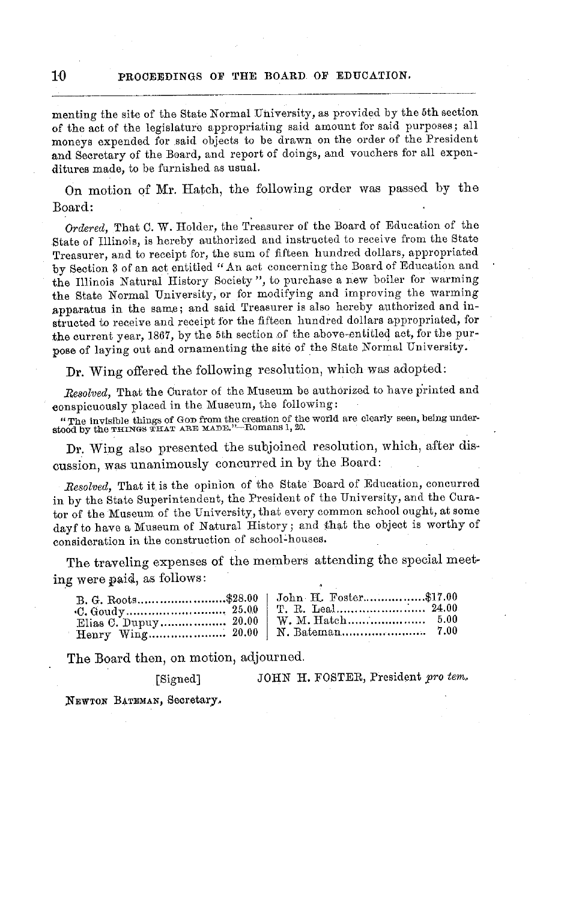menting the site of the State Normal University, as provided by the 5th section of the act of the legislature appropriating said amount for said purposes; all moneys expended for said objects to be drawn on the order of the President and Secretary of the Board, and report of doings, and vouchers for all expenditures made, to be furnished as usual.

On motion of Mr. Hatch, the following order was passed by the Board:

*Ordered,* That C. W. Holder, the Treasurer of the Board of Education of the State of Illinois, is hereby authorized and instructed to receive from the State Treasurer, and to receipt for, the sum of fifteen hundred dollars, appropriated by Section 3 of an act entitled "An act concerning the Board of Education and the Illinois Natural History Society", to purchase a new boiler for warming the State Normal University, or for modifying and improving the warming apparatus in the same; and said Treasurer is also hereby authorized and instructed to receive and receipt for the fifteen hundred dollars appropriated, for the current year, 1867, by the 5th section of the above-entitled act, for the purpose of laying out and ornamenting the site of the State Normal University.

Dr. Wing offered the following resolution, which was adopted:

*Resolved,* That the Curator of the Museum be authorized to have printed and conspicuously placed in the Museum, the following:

"The invisible things of GOD from the creation of the world are clearly seen, being understood by the THINGS THAT ARE MADE."—Romans 1, 20.

Dr. Wing also presented the subjoined resolution, which, after discussion, was unanimously concurred in by the Board:

*Resolved,* That it is the opinion of the State Board of Education, concurred in by the State Superintendent, the President of the University, and the Curator of the Museum of the University, that every common school ought, at some dayf to have a Museum of Natural History; and that the object is worthy of consideration in the construction of school-houses.

The traveling expenses of the members attending the special meeting were paid, as follows:

| | | | |
|---|---|---|---|
| B. G. Roots | $28.00 | John H. Foster | $17.00 |
| C. Goudy | 25.00 | T. R. Leal | 24.00 |
| Elias C. Dupuy | 20.00 | W. M. Hatch | 5.00 |
| Henry Wing | 20.00 | N. Bateman | 7.00 |

The Board then, on motion, adjourned.

[Signed] JOHN H. FOSTER, President *pro tem.*

NEWTON BATEMAN, Secretary.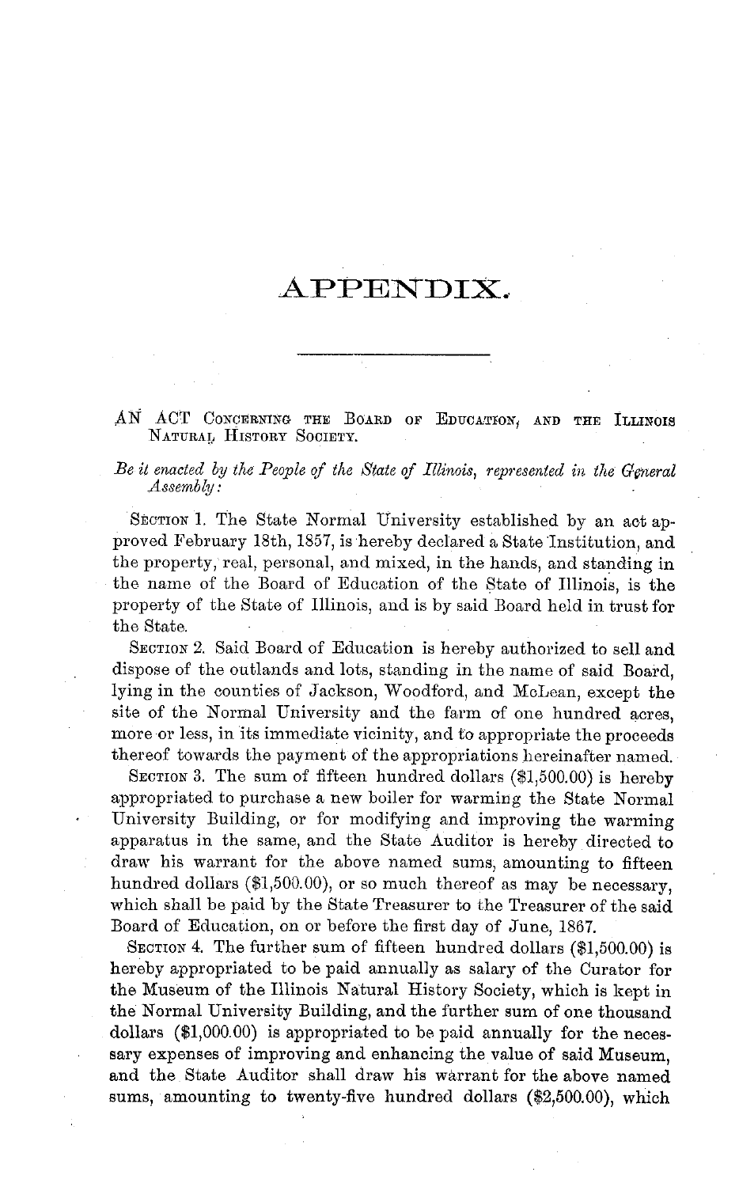# APPENDIX.

---

AN ACT CONCERNING THE BOARD OF EDUCATION, AND THE ILLINOIS NATURAL HISTORY SOCIETY.

*Be it enacted by the People of the State of Illinois, represented in the General Assembly:*

SECTION 1. The State Normal University established by an act approved February 18th, 1857, is hereby declared a State Institution, and the property, real, personal, and mixed, in the hands, and standing in the name of the Board of Education of the State of Illinois, is the property of the State of Illinois, and is by said Board held in trust for the State.

SECTION 2. Said Board of Education is hereby authorized to sell and dispose of the outlands and lots, standing in the name of said Board, lying in the counties of Jackson, Woodford, and McLean, except the site of the Normal University and the farm of one hundred acres, more or less, in its immediate vicinity, and to appropriate the proceeds thereof towards the payment of the appropriations hereinafter named.

SECTION 3. The sum of fifteen hundred dollars ($1,500.00) is hereby appropriated to purchase a new boiler for warming the State Normal University Building, or for modifying and improving the warming apparatus in the same, and the State Auditor is hereby directed to draw his warrant for the above named sums, amounting to fifteen hundred dollars ($1,500.00), or so much thereof as may be necessary, which shall be paid by the State Treasurer to the Treasurer of the said Board of Education, on or before the first day of June, 1867.

SECTION 4. The further sum of fifteen hundred dollars ($1,500.00) is hereby appropriated to be paid annually as salary of the Curator for the Museum of the Illinois Natural History Society, which is kept in the Normal University Building, and the further sum of one thousand dollars ($1,000.00) is appropriated to be paid annually for the necessary expenses of improving and enhancing the value of said Museum, and the State Auditor shall draw his warrant for the above named sums, amounting to twenty-five hundred dollars ($2,500.00), which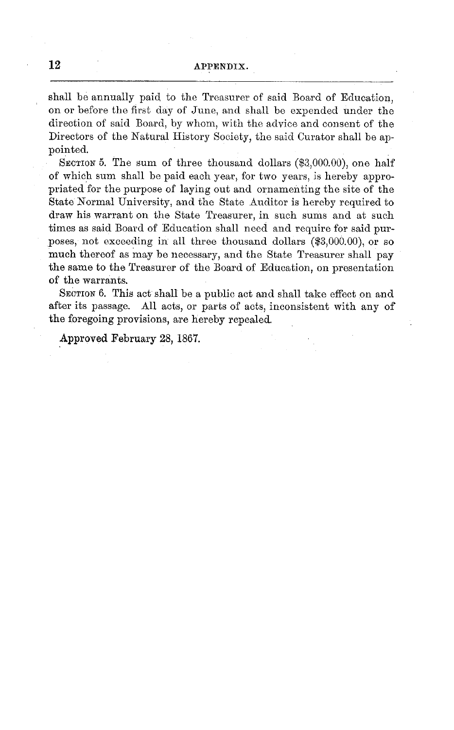shall be annually paid to the Treasurer of said Board of Education, on or before the first day of June, and shall be expended under the direction of said Board, by whom, with the advice and consent of the Directors of the Natural History Society, the said Curator shall be appointed.

SECTION 5. The sum of three thousand dollars ($3,000.00), one half of which sum shall be paid each year, for two years, is hereby appropriated for the purpose of laying out and ornamenting the site of the State Normal University, and the State Auditor is hereby required to draw his warrant on the State Treasurer, in such sums and at such times as said Board of Education shall need and require for said purposes, not exceeding in all three thousand dollars ($3,000.00), or so much thereof as may be necessary, and the State Treasurer shall pay the same to the Treasurer of the Board of Education, on presentation of the warrants.

SECTION 6. This act shall be a public act and shall take effect on and after its passage. All acts, or parts of acts, inconsistent with any of the foregoing provisions, are hereby repealed.

Approved February 28, 1867.